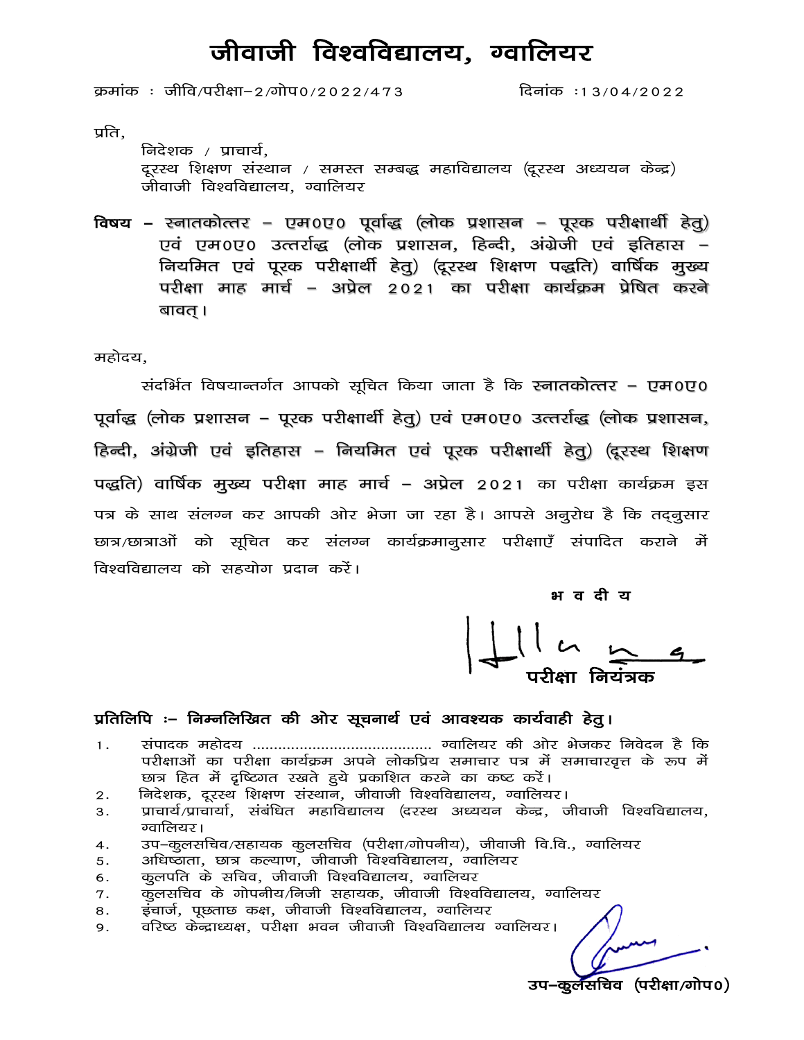# जीवाजी विश्वविद्यालय, ग्वालियर

क्रमांक : जीवि/परीक्षा–2/गोप0/2022/473 दिनांक :13/04/2022

प्रति,

निदेशक / प्राचार्य,
दूरस्थ शिक्षण संस्थान / समस्त सम्बद्ध महाविद्यालय (दूरस्थ अध्ययन केन्द्र)
जीवाजी विश्वविद्यालय, ग्वालियर

**विषय – स्नातकोत्तर – एम0ए0 पूर्वाद्ध (लोक प्रशासन – पूरक परीक्षार्थी हेतु) एवं एम0ए0 उत्तरार्द्ध (लोक प्रशासन, हिन्दी, अंग्रेजी एवं इतिहास – नियमित एवं पूरक परीक्षार्थी हेतु) (दूरस्थ शिक्षण पद्धति) वार्षिक मुख्य परीक्षा माह मार्च – अप्रेल 2021 का परीक्षा कार्यक्रम प्रेषित करने बावत्।**

महोदय,

संदर्भित विषयान्तर्गत आपको सूचित किया जाता है कि **स्नातकोत्तर – एम0ए0 पूर्वाद्ध (लोक प्रशासन – पूरक परीक्षार्थी हेतु) एवं एम0ए0 उत्तरार्द्ध (लोक प्रशासन, हिन्दी, अंग्रेजी एवं इतिहास – नियमित एवं पूरक परीक्षार्थी हेतु) (दूरस्थ शिक्षण पद्धति) वार्षिक मुख्य परीक्षा माह मार्च – अप्रेल 2021** का परीक्षा कार्यक्रम इस पत्र के साथ संलग्न कर आपकी ओर भेजा जा रहा है। आपसे अनुरोध है कि तद्नुसार छात्र/छात्राओं को सूचित कर संलग्न कार्यक्रमानुसार परीक्षाएँ संपादित कराने में विश्वविद्यालय को सहयोग प्रदान करें।

**भ व दी य**

**परीक्षा नियंत्रक**

**प्रतिलिपि :– निम्नलिखित की ओर सूचनार्थ एवं आवश्यक कार्यवाही हेतु।**

1. संपादक महोदय .......................................... ग्वालियर की ओर भेजकर निवेदन है कि परीक्षाओं का परीक्षा कार्यक्रम अपने लोकप्रिय समाचार पत्र में समाचारवृत्त के रूप में छात्र हित में दृष्टिगत रखते हुये प्रकाशित करने का कष्ट करें।
2. निदेशक, दूरस्थ शिक्षण संस्थान, जीवाजी विश्वविद्यालय, ग्वालियर।
3. प्राचार्य/प्राचार्या, संबंधित महाविद्यालय (दरस्थ अध्ययन केन्द्र, जीवाजी विश्वविद्यालय, ग्वालियर।
4. उप–कुलसचिव/सहायक कुलसचिव (परीक्षा/गोपनीय), जीवाजी वि.वि., ग्वालियर
5. अधिष्ठाता, छात्र कल्याण, जीवाजी विश्वविद्यालय, ग्वालियर
6. कुलपति के सचिव, जीवाजी विश्वविद्यालय, ग्वालियर
7. कुलसचिव के गोपनीय/निजी सहायक, जीवाजी विश्वविद्यालय, ग्वालियर
8. इंचार्ज, पूछताछ कक्ष, जीवाजी विश्वविद्यालय, ग्वालियर
9. वरिष्ठ केन्द्राध्यक्ष, परीक्षा भवन जीवाजी विश्वविद्यालय ग्वालियर।

**उप–कुलसचिव (परीक्षा/गोप0)**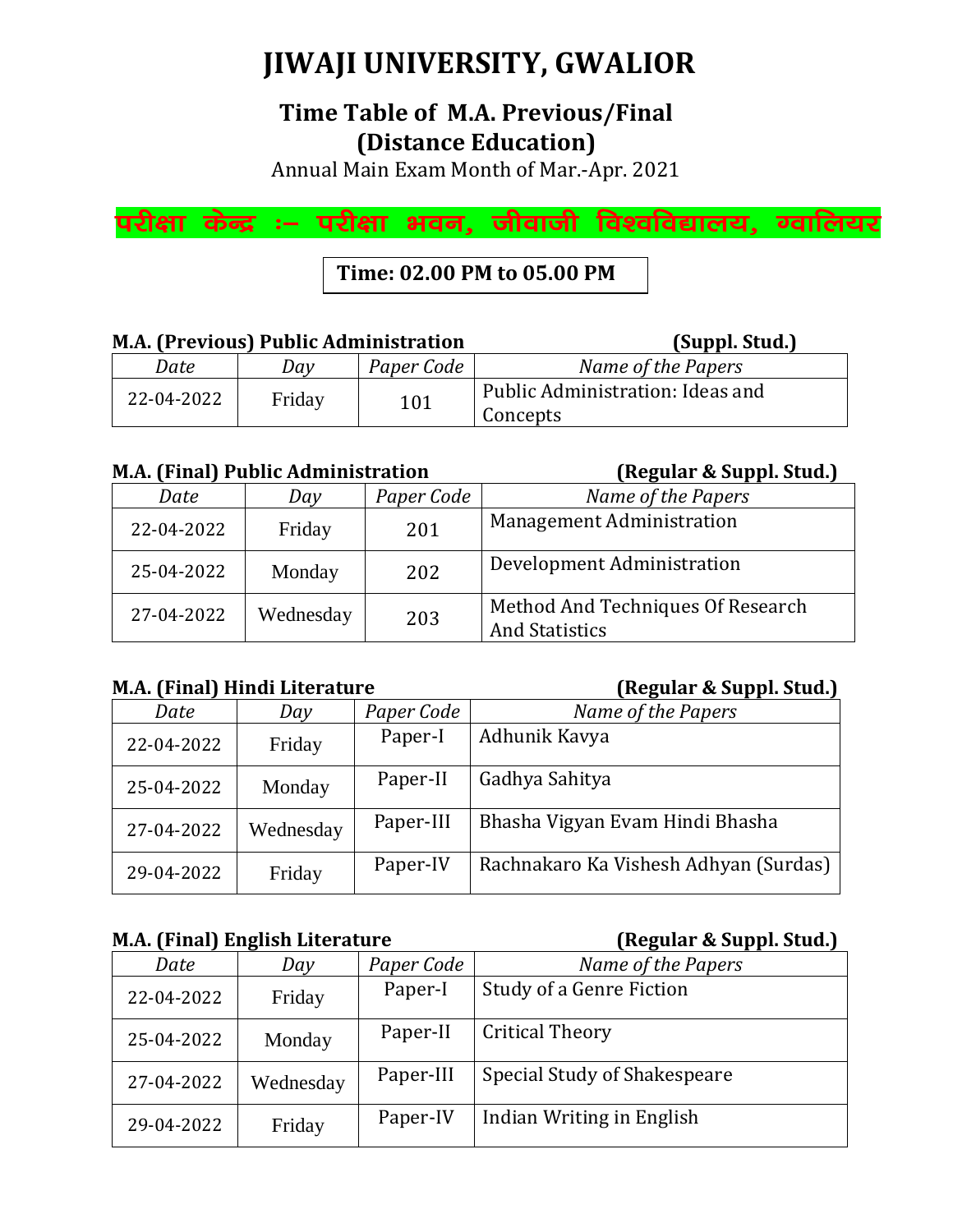# JIWAJI UNIVERSITY, GWALIOR

## Time Table of M.A. Previous/Final (Distance Education)

Annual Main Exam Month of Mar.-Apr. 2021

**परीक्षा केन्द्र :– परीक्षा भवन, जीवाजी विश्वविद्यालय, ग्वालियर**

**Time: 02.00 PM to 05.00 PM**

**M.A. (Previous) Public Administration** **(Suppl. Stud.)**

| *Date* | *Day* | *Paper Code* | *Name of the Papers* |
|---|---|---|---|
| 22-04-2022 | Friday | 101 | Public Administration: Ideas and Concepts |

**M.A. (Final) Public Administration** **(Regular & Suppl. Stud.)**

| *Date* | *Day* | *Paper Code* | *Name of the Papers* |
|---|---|---|---|
| 22-04-2022 | Friday | 201 | Management Administration |
| 25-04-2022 | Monday | 202 | Development Administration |
| 27-04-2022 | Wednesday | 203 | Method And Techniques Of Research And Statistics |

**M.A. (Final) Hindi Literature** **(Regular & Suppl. Stud.)**

| *Date* | *Day* | *Paper Code* | *Name of the Papers* |
|---|---|---|---|
| 22-04-2022 | Friday | Paper-I | Adhunik Kavya |
| 25-04-2022 | Monday | Paper-II | Gadhya Sahitya |
| 27-04-2022 | Wednesday | Paper-III | Bhasha Vigyan Evam Hindi Bhasha |
| 29-04-2022 | Friday | Paper-IV | Rachnakaro Ka Vishesh Adhyan (Surdas) |

**M.A. (Final) English Literature** **(Regular & Suppl. Stud.)**

| *Date* | *Day* | *Paper Code* | *Name of the Papers* |
|---|---|---|---|
| 22-04-2022 | Friday | Paper-I | Study of a Genre Fiction |
| 25-04-2022 | Monday | Paper-II | Critical Theory |
| 27-04-2022 | Wednesday | Paper-III | Special Study of Shakespeare |
| 29-04-2022 | Friday | Paper-IV | Indian Writing in English |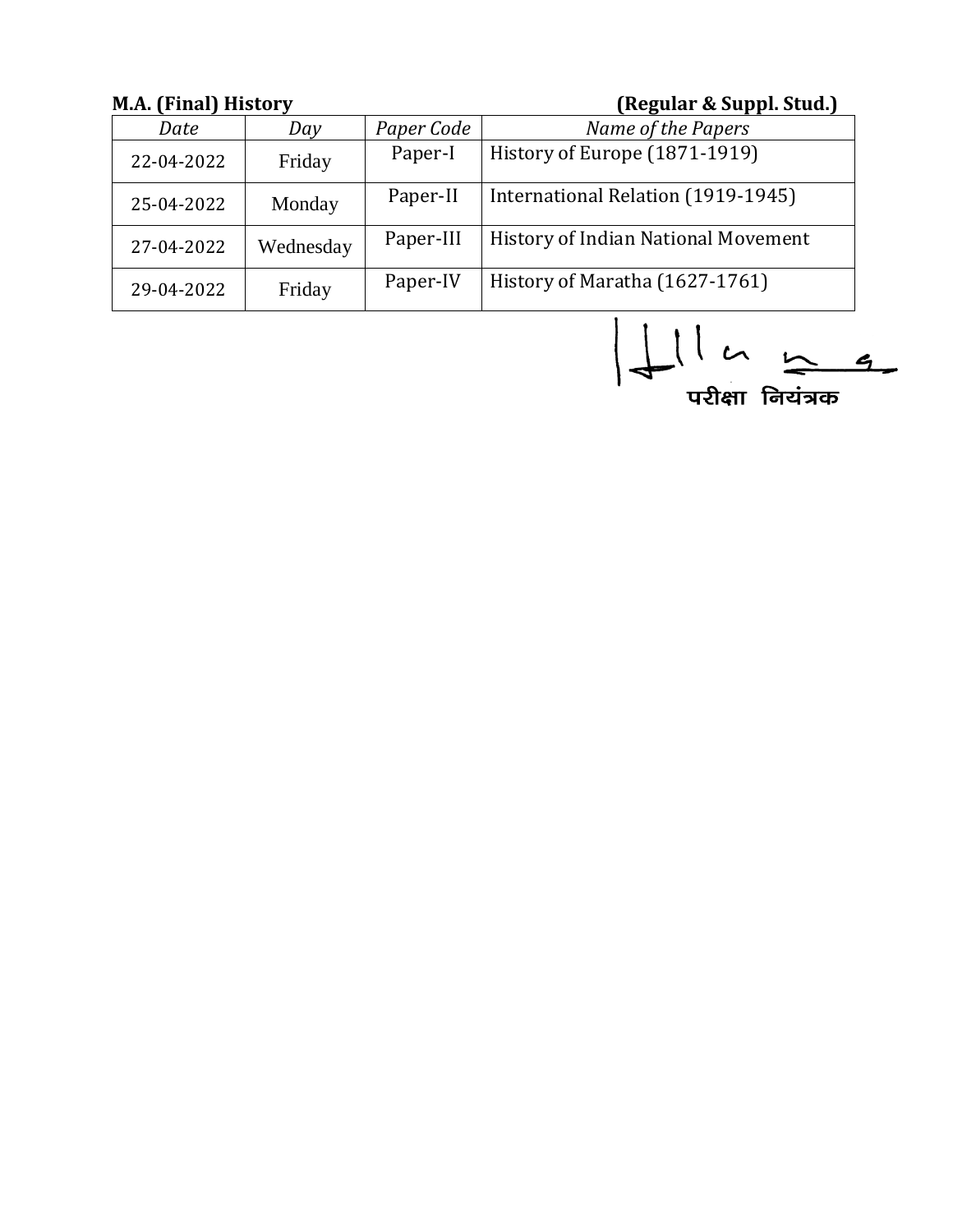**M.A. (Final) History** **(Regular & Suppl. Stud.)**

| *Date* | *Day* | *Paper Code* | *Name of the Papers* |
|---|---|---|---|
| 22-04-2022 | Friday | Paper-I | History of Europe (1871-1919) |
| 25-04-2022 | Monday | Paper-II | International Relation (1919-1945) |
| 27-04-2022 | Wednesday | Paper-III | History of Indian National Movement |
| 29-04-2022 | Friday | Paper-IV | History of Maratha (1627-1761) |

**परीक्षा नियंत्रक**